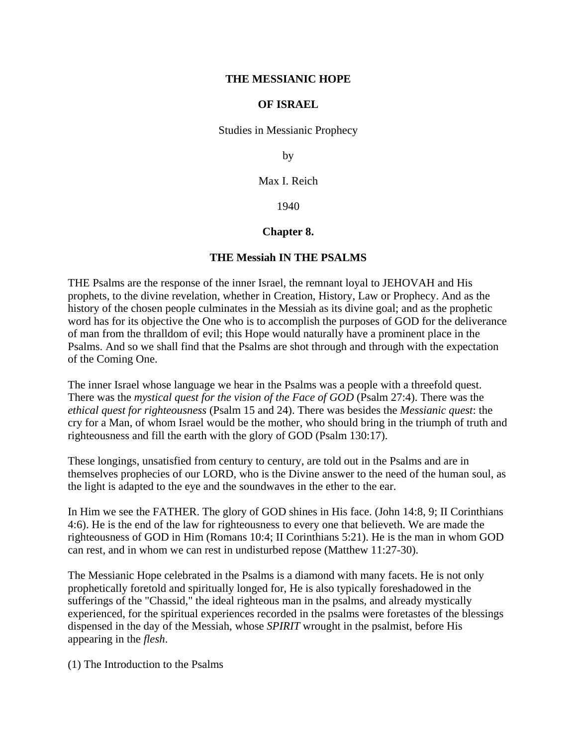# THE MESSIANIC HOPE

# OF ISRAEL

Studies in Messianic Prophecy

by

Max I. Reich

1940

## Chapter 8.

## THE Messiah IN THE PSALMS

THE Psalms are the response of the inner Israel, the remnant loyal to JEHOVAH and His prophets, to the divine revelation, whether in Creation, History, Law or Prophecy. And as the history of the chosen people culminates in the Messiah as its divine goal; and as the prophetic word has for its objective the One who is to accomplish the purposes of GOD for the deliverance of man from the thralldom of evil; this Hope would naturally have a prominent place in the Psalms. And so we shall find that the Psalms are shot through and through with the expectation of the Coming One.

The inner Israel whose language we hear in the Psalms was a people with a threefold quest. There was the *mystical quest for the vision of the Face of GOD* (Psalm 27:4). There was the *ethical quest for righteousness* (Psalm 15 and 24). There was besides the *Messianic quest*: the cry for a Man, of whom Israel would be the mother, who should bring in the triumph of truth and righteousness and fill the earth with the glory of GOD (Psalm 130:17).

These longings, unsatisfied from century to century, are told out in the Psalms and are in themselves prophecies of our LORD, who is the Divine answer to the need of the human soul, as the light is adapted to the eye and the soundwaves in the ether to the ear.

In Him we see the FATHER. The glory of GOD shines in His face. (John 14:8, 9; II Corinthians 4:6). He is the end of the law for righteousness to every one that believeth. We are made the righteousness of GOD in Him (Romans 10:4; II Corinthians 5:21). He is the man in whom GOD can rest, and in whom we can rest in undisturbed repose (Matthew 11:27-30).

The Messianic Hope celebrated in the Psalms is a diamond with many facets. He is not only prophetically foretold and spiritually longed for, He is also typically foreshadowed in the sufferings of the "Chassid," the ideal righteous man in the psalms, and already mystically experienced, for the spiritual experiences recorded in the psalms were foretastes of the blessings dispensed in the day of the Messiah, whose *SPIRIT* wrought in the psalmist, before His appearing in the *flesh*.

(1) The Introduction to the Psalms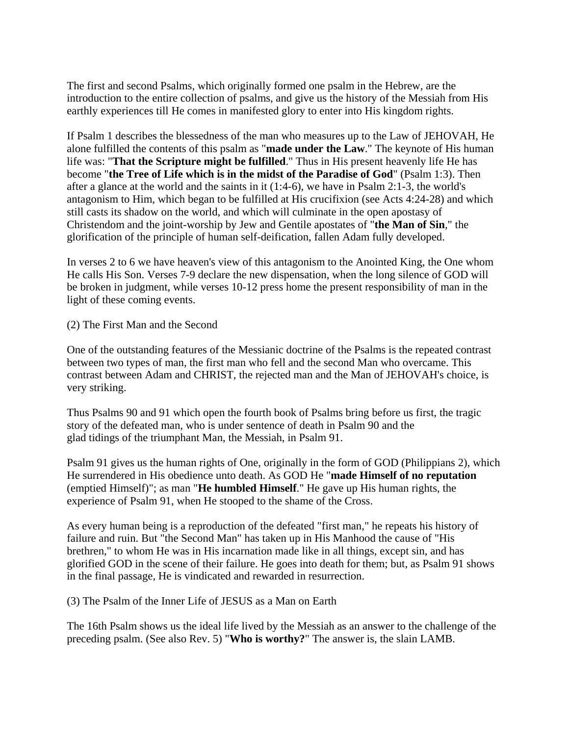The first and second Psalms, which originally formed one psalm in the Hebrew, are the introduction to the entire collection of psalms, and give us the history of the Messiah from His earthly experiences till He comes in manifested glory to enter into His kingdom rights.

If Psalm 1 describes the blessedness of the man who measures up to the Law of JEHOVAH, He alone fulfilled the contents of this psalm as "**made under the Law**." The keynote of His human life was: "**That the Scripture might be fulfilled**." Thus in His present heavenly life He has become "**the Tree of Life which is in the midst of the Paradise of God**" (Psalm 1:3). Then after a glance at the world and the saints in it (1:4-6), we have in Psalm 2:1-3, the world's antagonism to Him, which began to be fulfilled at His crucifixion (see Acts 4:24-28) and which still casts its shadow on the world, and which will culminate in the open apostasy of Christendom and the joint-worship by Jew and Gentile apostates of "**the Man of Sin**," the glorification of the principle of human self-deification, fallen Adam fully developed.

In verses 2 to 6 we have heaven's view of this antagonism to the Anointed King, the One whom He calls His Son. Verses 7-9 declare the new dispensation, when the long silence of GOD will be broken in judgment, while verses 10-12 press home the present responsibility of man in the light of these coming events.

(2) The First Man and the Second

One of the outstanding features of the Messianic doctrine of the Psalms is the repeated contrast between two types of man, the first man who fell and the second Man who overcame. This contrast between Adam and CHRIST, the rejected man and the Man of JEHOVAH's choice, is very striking.

Thus Psalms 90 and 91 which open the fourth book of Psalms bring before us first, the tragic story of the defeated man, who is under sentence of death in Psalm 90 and the glad tidings of the triumphant Man, the Messiah, in Psalm 91.

Psalm 91 gives us the human rights of One, originally in the form of GOD (Philippians 2), which He surrendered in His obedience unto death. As GOD He "**made Himself of no reputation** (emptied Himself)"; as man "**He humbled Himself**." He gave up His human rights, the experience of Psalm 91, when He stooped to the shame of the Cross.

As every human being is a reproduction of the defeated "first man," he repeats his history of failure and ruin. But "the Second Man" has taken up in His Manhood the cause of "His brethren," to whom He was in His incarnation made like in all things, except sin, and has glorified GOD in the scene of their failure. He goes into death for them; but, as Psalm 91 shows in the final passage, He is vindicated and rewarded in resurrection.

(3) The Psalm of the Inner Life of JESUS as a Man on Earth

The 16th Psalm shows us the ideal life lived by the Messiah as an answer to the challenge of the preceding psalm. (See also Rev. 5) "**Who is worthy?**" The answer is, the slain LAMB.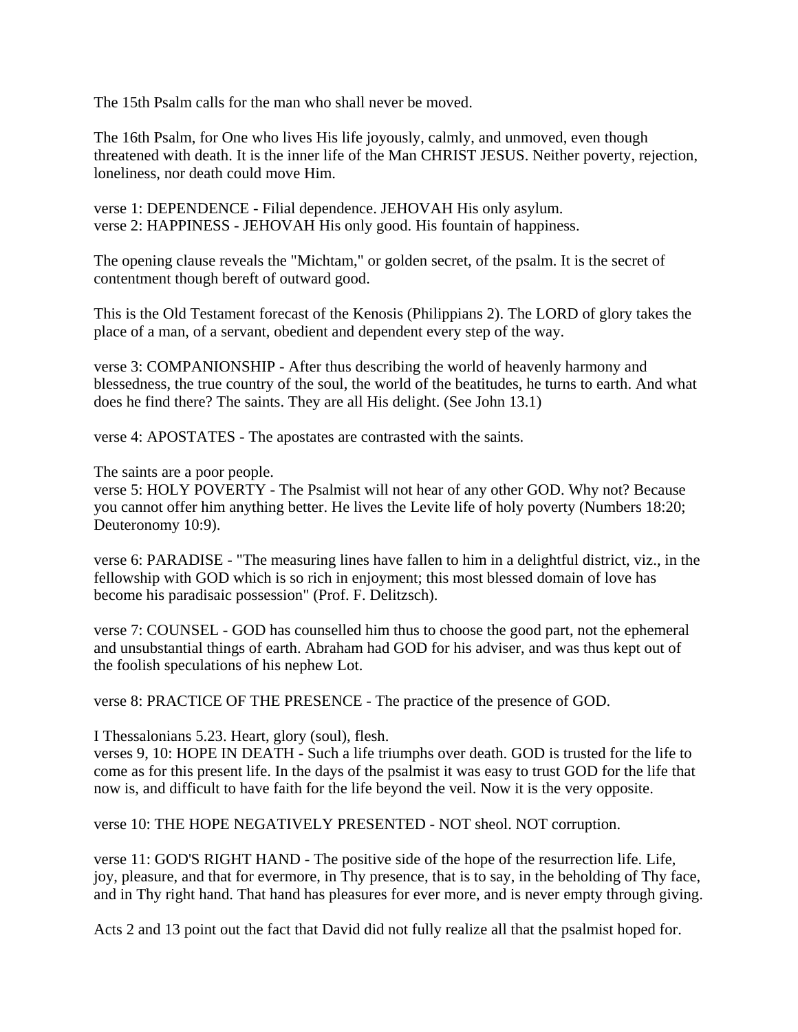The 15th Psalm calls for the man who shall never be moved.

The 16th Psalm, for One who lives His life joyously, calmly, and unmoved, even though threatened with death. It is the inner life of the Man CHRIST JESUS. Neither poverty, rejection, loneliness, nor death could move Him.

verse 1: DEPENDENCE - Filial dependence. JEHOVAH His only asylum.
verse 2: HAPPINESS - JEHOVAH His only good. His fountain of happiness.

The opening clause reveals the "Michtam," or golden secret, of the psalm. It is the secret of contentment though bereft of outward good.

This is the Old Testament forecast of the Kenosis (Philippians 2). The LORD of glory takes the place of a man, of a servant, obedient and dependent every step of the way.

verse 3: COMPANIONSHIP - After thus describing the world of heavenly harmony and blessedness, the true country of the soul, the world of the beatitudes, he turns to earth. And what does he find there? The saints. They are all His delight. (See John 13.1)

verse 4: APOSTATES - The apostates are contrasted with the saints.

The saints are a poor people.
verse 5: HOLY POVERTY - The Psalmist will not hear of any other GOD. Why not? Because you cannot offer him anything better. He lives the Levite life of holy poverty (Numbers 18:20; Deuteronomy 10:9).

verse 6: PARADISE - "The measuring lines have fallen to him in a delightful district, viz., in the fellowship with GOD which is so rich in enjoyment; this most blessed domain of love has become his paradisaic possession" (Prof. F. Delitzsch).

verse 7: COUNSEL - GOD has counselled him thus to choose the good part, not the ephemeral and unsubstantial things of earth. Abraham had GOD for his adviser, and was thus kept out of the foolish speculations of his nephew Lot.

verse 8: PRACTICE OF THE PRESENCE - The practice of the presence of GOD.

I Thessalonians 5.23. Heart, glory (soul), flesh.
verses 9, 10: HOPE IN DEATH - Such a life triumphs over death. GOD is trusted for the life to come as for this present life. In the days of the psalmist it was easy to trust GOD for the life that now is, and difficult to have faith for the life beyond the veil. Now it is the very opposite.

verse 10: THE HOPE NEGATIVELY PRESENTED - NOT sheol. NOT corruption.

verse 11: GOD'S RIGHT HAND - The positive side of the hope of the resurrection life. Life, joy, pleasure, and that for evermore, in Thy presence, that is to say, in the beholding of Thy face, and in Thy right hand. That hand has pleasures for ever more, and is never empty through giving.

Acts 2 and 13 point out the fact that David did not fully realize all that the psalmist hoped for.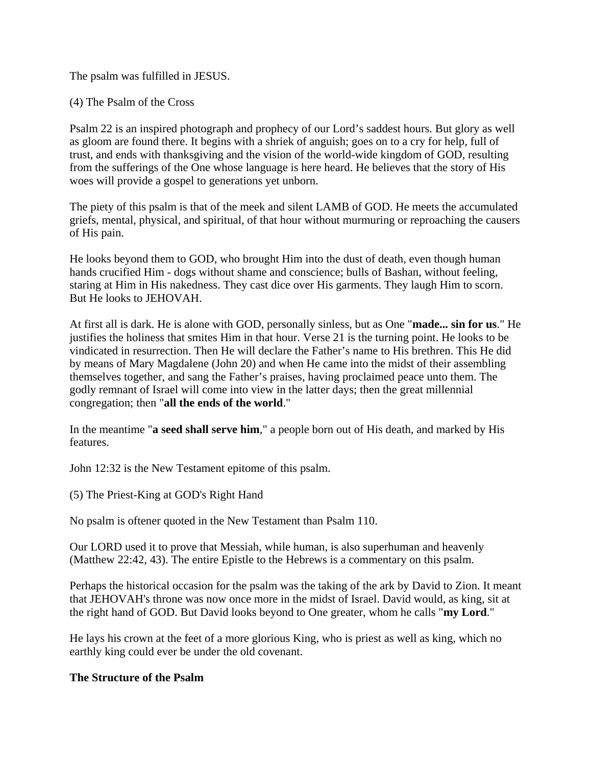The psalm was fulfilled in JESUS.

(4) The Psalm of the Cross

Psalm 22 is an inspired photograph and prophecy of our Lord's saddest hours. But glory as well as gloom are found there. It begins with a shriek of anguish; goes on to a cry for help, full of trust, and ends with thanksgiving and the vision of the world-wide kingdom of GOD, resulting from the sufferings of the One whose language is here heard. He believes that the story of His woes will provide a gospel to generations yet unborn.

The piety of this psalm is that of the meek and silent LAMB of GOD. He meets the accumulated griefs, mental, physical, and spiritual, of that hour without murmuring or reproaching the causers of His pain.

He looks beyond them to GOD, who brought Him into the dust of death, even though human hands crucified Him - dogs without shame and conscience; bulls of Bashan, without feeling, staring at Him in His nakedness. They cast dice over His garments. They laugh Him to scorn. But He looks to JEHOVAH.

At first all is dark. He is alone with GOD, personally sinless, but as One "**made... sin for us**." He justifies the holiness that smites Him in that hour. Verse 21 is the turning point. He looks to be vindicated in resurrection. Then He will declare the Father's name to His brethren. This He did by means of Mary Magdalene (John 20) and when He came into the midst of their assembling themselves together, and sang the Father's praises, having proclaimed peace unto them. The godly remnant of Israel will come into view in the latter days; then the great millennial congregation; then "**all the ends of the world**."

In the meantime "**a seed shall serve him**," a people born out of His death, and marked by His features.

John 12:32 is the New Testament epitome of this psalm.

(5) The Priest-King at GOD's Right Hand

No psalm is oftener quoted in the New Testament than Psalm 110.

Our LORD used it to prove that Messiah, while human, is also superhuman and heavenly (Matthew 22:42, 43). The entire Epistle to the Hebrews is a commentary on this psalm.

Perhaps the historical occasion for the psalm was the taking of the ark by David to Zion. It meant that JEHOVAH's throne was now once more in the midst of Israel. David would, as king, sit at the right hand of GOD. But David looks beyond to One greater, whom he calls "**my Lord**."

He lays his crown at the feet of a more glorious King, who is priest as well as king, which no earthly king could ever be under the old covenant.

**The Structure of the Psalm**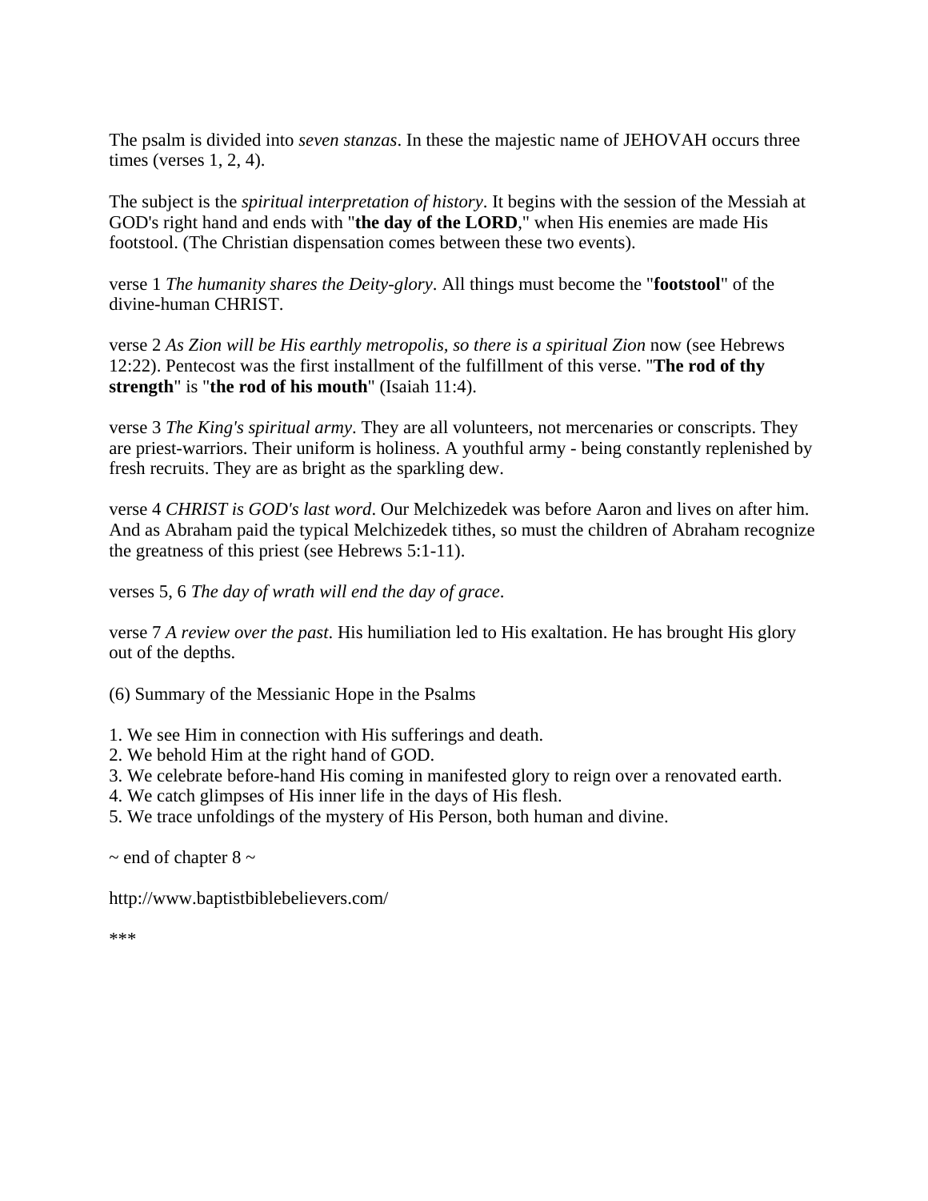The psalm is divided into *seven stanzas*. In these the majestic name of JEHOVAH occurs three times (verses 1, 2, 4).

The subject is the *spiritual interpretation of history*. It begins with the session of the Messiah at GOD's right hand and ends with "**the day of the LORD**," when His enemies are made His footstool. (The Christian dispensation comes between these two events).

verse 1 *The humanity shares the Deity-glory*. All things must become the "**footstool**" of the divine-human CHRIST.

verse 2 *As Zion will be His earthly metropolis, so there is a spiritual Zion* now (see Hebrews 12:22). Pentecost was the first installment of the fulfillment of this verse. "**The rod of thy strength**" is "**the rod of his mouth**" (Isaiah 11:4).

verse 3 *The King's spiritual army*. They are all volunteers, not mercenaries or conscripts. They are priest-warriors. Their uniform is holiness. A youthful army - being constantly replenished by fresh recruits. They are as bright as the sparkling dew.

verse 4 *CHRIST is GOD's last word*. Our Melchizedek was before Aaron and lives on after him. And as Abraham paid the typical Melchizedek tithes, so must the children of Abraham recognize the greatness of this priest (see Hebrews 5:1-11).

verses 5, 6 *The day of wrath will end the day of grace*.

verse 7 *A review over the past*. His humiliation led to His exaltation. He has brought His glory out of the depths.

(6) Summary of the Messianic Hope in the Psalms

1. We see Him in connection with His sufferings and death.
2. We behold Him at the right hand of GOD.
3. We celebrate before-hand His coming in manifested glory to reign over a renovated earth.
4. We catch glimpses of His inner life in the days of His flesh.
5. We trace unfoldings of the mystery of His Person, both human and divine.

~ end of chapter 8 ~

http://www.baptistbiblebelievers.com/

***